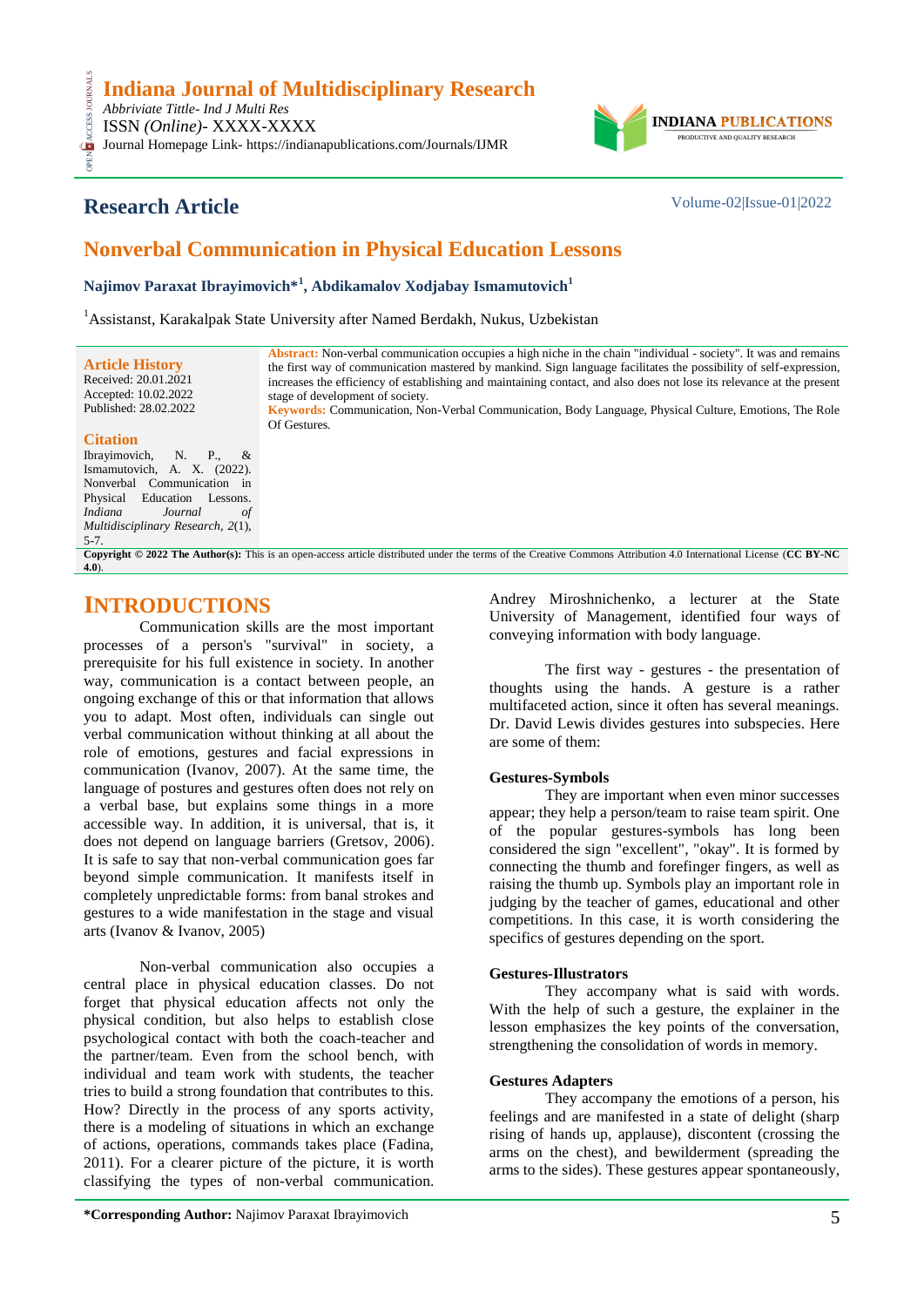# Indiana Journal of Multidisciplinary Research

*Abbriviate Tittle- Ind J Multi Res*
ISSN *(Online)*- XXXX-XXXX
Journal Homepage Link- https://indianapublications.com/Journals/IJMR

## Research Article

Volume-02|Issue-01|2022

# Nonverbal Communication in Physical Education Lessons

**Najimov Paraxat Ibrayimovich*[1], Abdikamalov Xodjabay Ismamutovich[1]**

[1]Assistanst, Karakalpak State University after Named Berdakh, Nukus, Uzbekistan

**Article History**
Received: 20.01.2021
Accepted: 10.02.2022
Published: 28.02.2022

**Citation**
Ibrayimovich, N. P., & Ismamutovich, A. X. (2022). Nonverbal Communication in Physical Education Lessons. *Indiana Journal of Multidisciplinary Research, 2*(1), 5-7.

**Abstract:** Non-verbal communication occupies a high niche in the chain "individual - society". It was and remains the first way of communication mastered by mankind. Sign language facilitates the possibility of self-expression, increases the efficiency of establishing and maintaining contact, and also does not lose its relevance at the present stage of development of society.

**Keywords:** Communication, Non-Verbal Communication, Body Language, Physical Culture, Emotions, The Role Of Gestures.

**Copyright © 2022 The Author(s):** This is an open-access article distributed under the terms of the Creative Commons Attribution 4.0 International License (**CC BY-NC 4.0**).

## INTRODUCTIONS

Communication skills are the most important processes of a person's "survival" in society, a prerequisite for his full existence in society. In another way, communication is a contact between people, an ongoing exchange of this or that information that allows you to adapt. Most often, individuals can single out verbal communication without thinking at all about the role of emotions, gestures and facial expressions in communication (Ivanov, 2007). At the same time, the language of postures and gestures often does not rely on a verbal base, but explains some things in a more accessible way. In addition, it is universal, that is, it does not depend on language barriers (Gretsov, 2006). It is safe to say that non-verbal communication goes far beyond simple communication. It manifests itself in completely unpredictable forms: from banal strokes and gestures to a wide manifestation in the stage and visual arts (Ivanov & Ivanov, 2005)

Non-verbal communication also occupies a central place in physical education classes. Do not forget that physical education affects not only the physical condition, but also helps to establish close psychological contact with both the coach-teacher and the partner/team. Even from the school bench, with individual and team work with students, the teacher tries to build a strong foundation that contributes to this. How? Directly in the process of any sports activity, there is a modeling of situations in which an exchange of actions, operations, commands takes place (Fadina, 2011). For a clearer picture of the picture, it is worth classifying the types of non-verbal communication. Andrey Miroshnichenko, a lecturer at the State University of Management, identified four ways of conveying information with body language.

The first way - gestures - the presentation of thoughts using the hands. A gesture is a rather multifaceted action, since it often has several meanings. Dr. David Lewis divides gestures into subspecies. Here are some of them:

**Gestures-Symbols**

They are important when even minor successes appear; they help a person/team to raise team spirit. One of the popular gestures-symbols has long been considered the sign "excellent", "okay". It is formed by connecting the thumb and forefinger fingers, as well as raising the thumb up. Symbols play an important role in judging by the teacher of games, educational and other competitions. In this case, it is worth considering the specifics of gestures depending on the sport.

**Gestures-Illustrators**

They accompany what is said with words. With the help of such a gesture, the explainer in the lesson emphasizes the key points of the conversation, strengthening the consolidation of words in memory.

**Gestures Adapters**

They accompany the emotions of a person, his feelings and are manifested in a state of delight (sharp rising of hands up, applause), discontent (crossing the arms on the chest), and bewilderment (spreading the arms to the sides). These gestures appear spontaneously,

**\*Corresponding Author:** Najimov Paraxat Ibrayimovich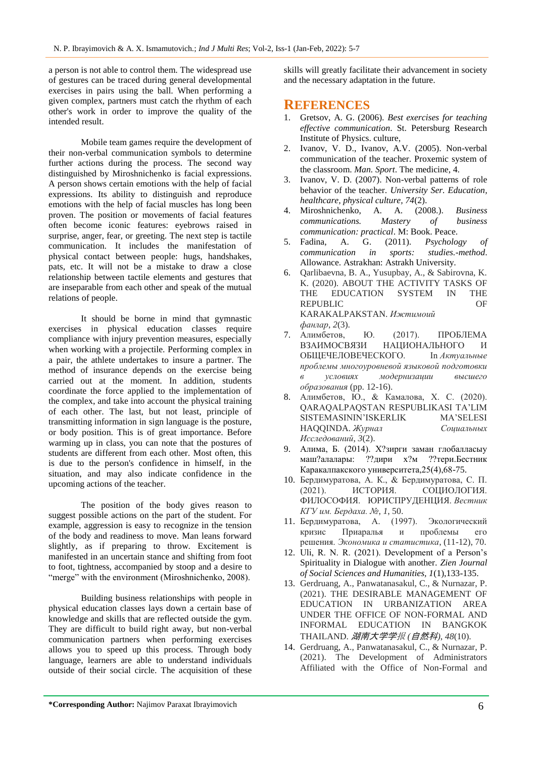a person is not able to control them. The widespread use of gestures can be traced during general developmental exercises in pairs using the ball. When performing a given complex, partners must catch the rhythm of each other's work in order to improve the quality of the intended result.

Mobile team games require the development of their non-verbal communication symbols to determine further actions during the process. The second way distinguished by Miroshnichenko is facial expressions. A person shows certain emotions with the help of facial expressions. Its ability to distinguish and reproduce emotions with the help of facial muscles has long been proven. The position or movements of facial features often become iconic features: eyebrows raised in surprise, anger, fear, or greeting. The next step is tactile communication. It includes the manifestation of physical contact between people: hugs, handshakes, pats, etc. It will not be a mistake to draw a close relationship between tactile elements and gestures that are inseparable from each other and speak of the mutual relations of people.

It should be borne in mind that gymnastic exercises in physical education classes require compliance with injury prevention measures, especially when working with a projectile. Performing complex in a pair, the athlete undertakes to insure a partner. The method of insurance depends on the exercise being carried out at the moment. In addition, students coordinate the force applied to the implementation of the complex, and take into account the physical training of each other. The last, but not least, principle of transmitting information in sign language is the posture, or body position. This is of great importance. Before warming up in class, you can note that the postures of students are different from each other. Most often, this is due to the person's confidence in himself, in the situation, and may also indicate confidence in the upcoming actions of the teacher.

The position of the body gives reason to suggest possible actions on the part of the student. For example, aggression is easy to recognize in the tension of the body and readiness to move. Man leans forward slightly, as if preparing to throw. Excitement is manifested in an uncertain stance and shifting from foot to foot, tightness, accompanied by stoop and a desire to "merge" with the environment (Miroshnichenko, 2008).

Building business relationships with people in physical education classes lays down a certain base of knowledge and skills that are reflected outside the gym. They are difficult to build right away, but non-verbal communication partners when performing exercises allows you to speed up this process. Through body language, learners are able to understand individuals outside of their social circle. The acquisition of these skills will greatly facilitate their advancement in society and the necessary adaptation in the future.

## REFERENCES

1. Gretsov, A. G. (2006). *Best exercises for teaching effective communication*. St. Petersburg Research Institute of Physics. culture,
2. Ivanov, V. D., Ivanov, A.V. (2005). Non-verbal communication of the teacher. Proxemic system of the classroom. *Man. Sport*. The medicine, 4.
3. Ivanov, V. D. (2007). Non-verbal patterns of role behavior of the teacher. *University Ser. Education, healthcare, physical culture*, *74*(2).
4. Miroshnichenko, A. A. (2008.). *Business communications. Mastery of business communication: practical*. M: Book. Peace.
5. Fadina, A. G. (2011). *Psychology of communication in sports: studies.-method*. Allowance. Astrakhan: Astrakh University.
6. Qarlibaevna, B. A., Yusupbay, A., & Sabirovna, K. K. (2020). ABOUT THE ACTIVITY TASKS OF THE EDUCATION SYSTEM IN THE REPUBLIC OF KARAKALPAKSTAN. *Ижтимоий фанлар*, *2*(3).
7. Алимбетов, Ю. (2017). ПРОБЛЕМА ВЗАИМОСВЯЗИ НАЦИОНАЛЬНОГО И ОБЩЕЧЕЛОВЕЧЕСКОГО. In *Актуальные проблемы многоуровневой языковой подготовки в условиях модернизации высшего образования* (pp. 12-16).
8. Алимбетов, Ю., & Камалова, Х. С. (2020). QARAQALPAQSTAN RESPUBLIKASI TA'LIM SISTEMASININ'ISKERLIK MA'SELESI HAQQINDA. *Журнал Социальных Исследований*, *3*(2).
9. Алима, Б. (2014). Х?зирги заман глобалласыу маш?алалары: ??дири х?м ??тери.Бестник Каракалпакского университета,25(4),68-75.
10. Бердимуратова, А. К., & Бердимуратова, С. П. (2021). ИСТОРИЯ. СОЦИОЛОГИЯ. ФИЛОСОФИЯ. ЮРИСПРУДЕНЦИЯ. *Вестник КГУ им. Бердаха. №*, *1*, 50.
11. Бердимуратова, А. (1997). Экологический кризис Приаралья и проблемы его решения. *Экономика и статистика*, (11-12), 70.
12. Uli, R. N. R. (2021). Development of a Person's Spirituality in Dialogue with another. *Zien Journal of Social Sciences and Humanities*, *1*(1),133-135.
13. Gerdruang, A., Panwatanasakul, C., & Nurnazar, P. (2021). THE DESIRABLE MANAGEMENT OF EDUCATION IN URBANIZATION AREA UNDER THE OFFICE OF NON-FORMAL AND INFORMAL EDUCATION IN BANGKOK THAILAND. *湖南大学学报 (自然科)*, *48*(10).
14. Gerdruang, A., Panwatanasakul, C., & Nurnazar, P. (2021). The Development of Administrators Affiliated with the Office of Non-Formal and

**\*Corresponding Author:** Najimov Paraxat Ibrayimovich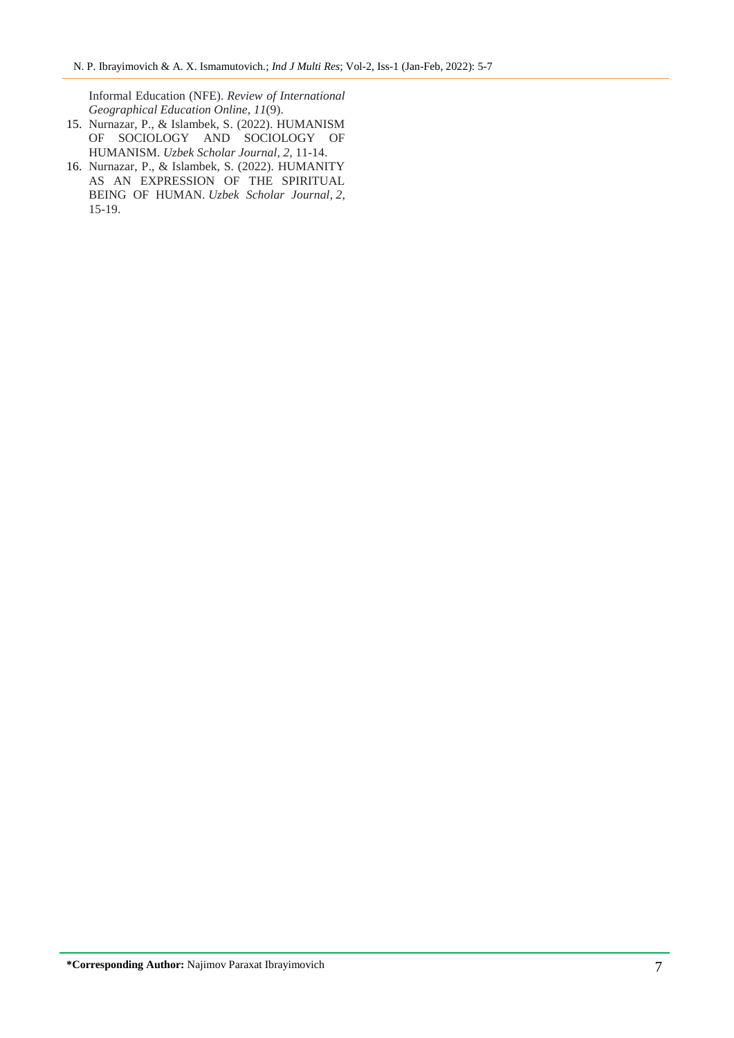Informal Education (NFE). *Review of International Geographical Education Online*, *11*(9).

15. Nurnazar, P., & Islambek, S. (2022). HUMANISM OF SOCIOLOGY AND SOCIOLOGY OF HUMANISM. *Uzbek Scholar Journal*, *2*, 11-14.
16. Nurnazar, P., & Islambek, S. (2022). HUMANITY AS AN EXPRESSION OF THE SPIRITUAL BEING OF HUMAN. *Uzbek Scholar Journal*, *2*, 15-19.

**\*Corresponding Author:** Najimov Paraxat Ibrayimovich